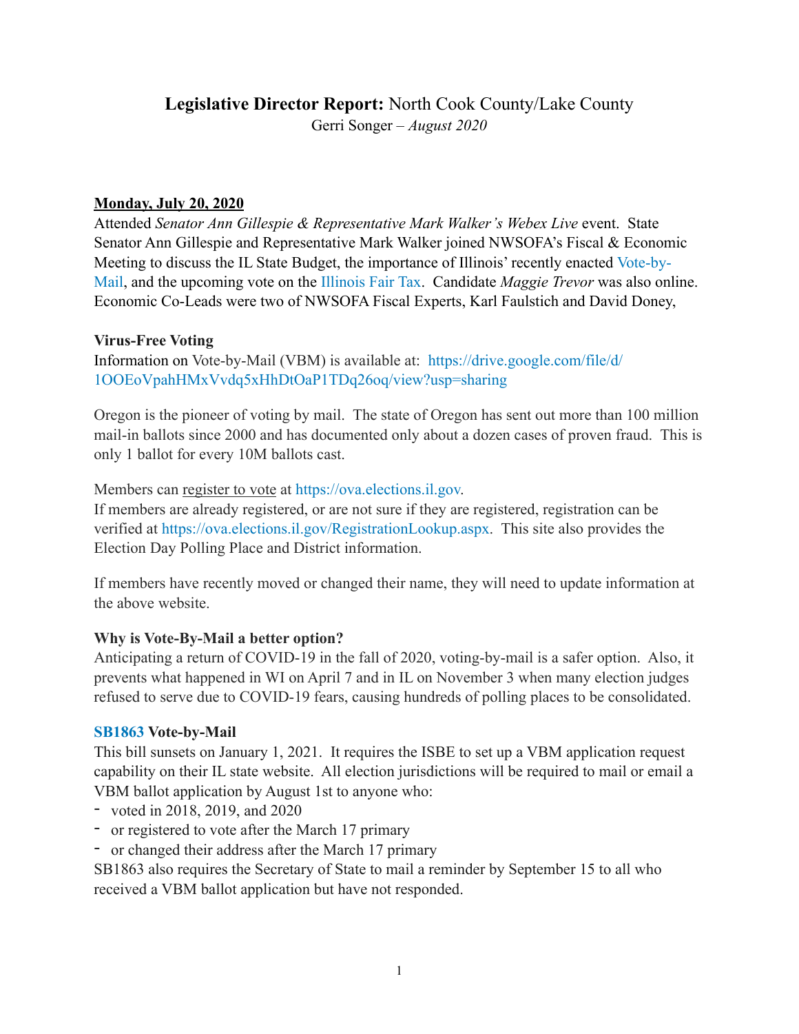# **Legislative Director Report:** North Cook County/Lake County

Gerri Songer – *August 2020*

**Monday, July 20, 2020**

Attended *Senator Ann Gillespie & Representative Mark Walker's Webex Live* event. State Senator Ann Gillespie and Representative Mark Walker joined NWSOFA's Fiscal & Economic Meeting to discuss the IL State Budget, the importance of Illinois' recently enacted Vote-by-Mail, and the upcoming vote on the Illinois Fair Tax. Candidate *Maggie Trevor* was also online. Economic Co-Leads were two of NWSOFA Fiscal Experts, Karl Faulstich and David Doney,

**Virus-Free Voting**

Information on Vote-by-Mail (VBM) is available at: https://drive.google.com/file/d/1OOEoVpahHMxVvdq5xHhDtOaP1TDq26oq/view?usp=sharing

Oregon is the pioneer of voting by mail. The state of Oregon has sent out more than 100 million mail-in ballots since 2000 and has documented only about a dozen cases of proven fraud. This is only 1 ballot for every 10M ballots cast.

Members can register to vote at https://ova.elections.il.gov.
If members are already registered, or are not sure if they are registered, registration can be verified at https://ova.elections.il.gov/RegistrationLookup.aspx. This site also provides the Election Day Polling Place and District information.

If members have recently moved or changed their name, they will need to update information at the above website.

**Why is Vote-By-Mail a better option?**

Anticipating a return of COVID-19 in the fall of 2020, voting-by-mail is a safer option. Also, it prevents what happened in WI on April 7 and in IL on November 3 when many election judges refused to serve due to COVID-19 fears, causing hundreds of polling places to be consolidated.

**SB1863 Vote-by-Mail**

This bill sunsets on January 1, 2021. It requires the ISBE to set up a VBM application request capability on their IL state website. All election jurisdictions will be required to mail or email a VBM ballot application by August 1st to anyone who:

- voted in 2018, 2019, and 2020
- or registered to vote after the March 17 primary
- or changed their address after the March 17 primary

SB1863 also requires the Secretary of State to mail a reminder by September 15 to all who received a VBM ballot application but have not responded.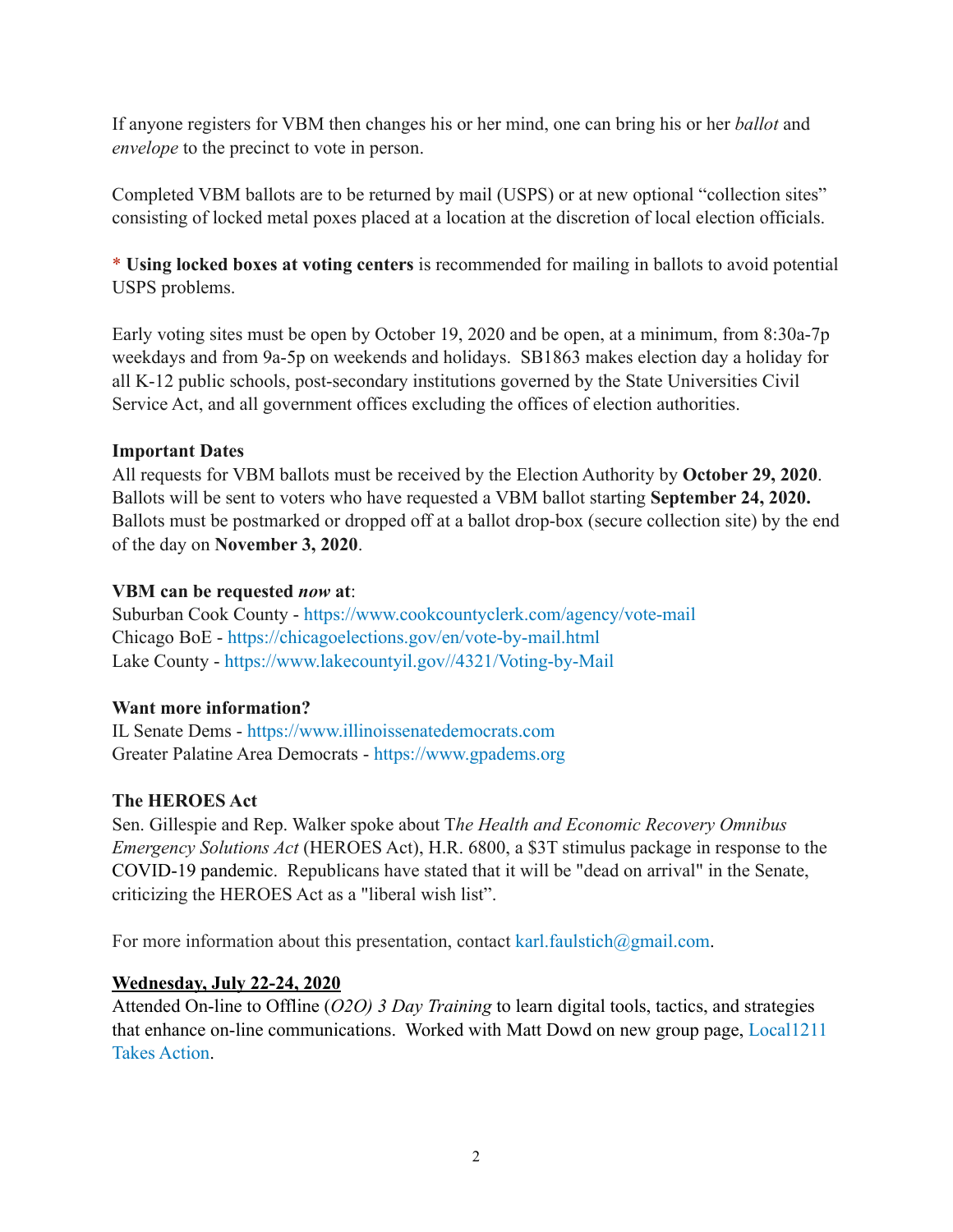If anyone registers for VBM then changes his or her mind, one can bring his or her *ballot* and *envelope* to the precinct to vote in person.

Completed VBM ballots are to be returned by mail (USPS) or at new optional "collection sites" consisting of locked metal poxes placed at a location at the discretion of local election officials.

\* **Using locked boxes at voting centers** is recommended for mailing in ballots to avoid potential USPS problems.

Early voting sites must be open by October 19, 2020 and be open, at a minimum, from 8:30a-7p weekdays and from 9a-5p on weekends and holidays. SB1863 makes election day a holiday for all K-12 public schools, post-secondary institutions governed by the State Universities Civil Service Act, and all government offices excluding the offices of election authorities.

**Important Dates**
All requests for VBM ballots must be received by the Election Authority by **October 29, 2020**. Ballots will be sent to voters who have requested a VBM ballot starting **September 24, 2020.** Ballots must be postmarked or dropped off at a ballot drop-box (secure collection site) by the end of the day on **November 3, 2020**.

**VBM can be requested *now* at**:
Suburban Cook County - https://www.cookcountyclerk.com/agency/vote-mail
Chicago BoE - https://chicagoelections.gov/en/vote-by-mail.html
Lake County - https://www.lakecountyil.gov//4321/Voting-by-Mail

**Want more information?**
IL Senate Dems - https://www.illinoissenatedemocrats.com
Greater Palatine Area Democrats - https://www.gpadems.org

**The HEROES Act**
Sen. Gillespie and Rep. Walker spoke about T*he Health and Economic Recovery Omnibus Emergency Solutions Act* (HEROES Act), H.R. 6800, a $3T stimulus package in response to the COVID-19 pandemic. Republicans have stated that it will be "dead on arrival" in the Senate, criticizing the HEROES Act as a "liberal wish list".

For more information about this presentation, contact karl.faulstich@gmail.com.

**Wednesday, July 22-24, 2020**
Attended On-line to Offline (*O2O) 3 Day Training* to learn digital tools, tactics, and strategies that enhance on-line communications. Worked with Matt Dowd on new group page, Local1211 Takes Action.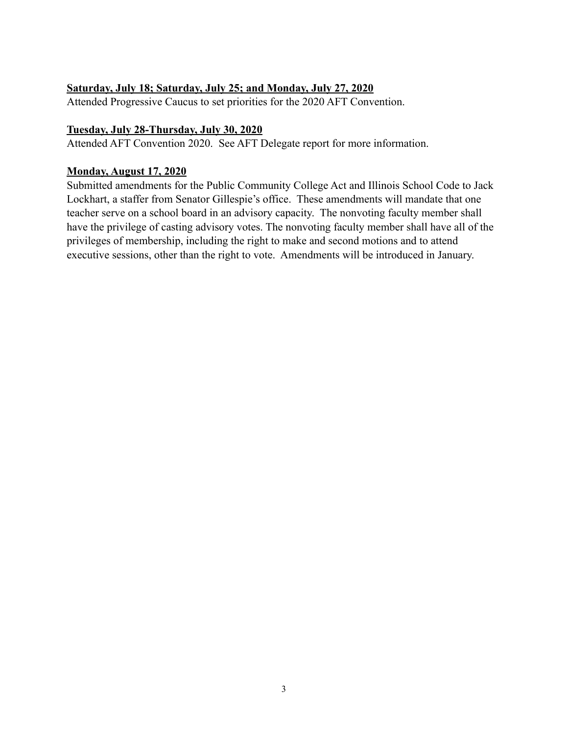**<u>Saturday, July 18; Saturday, July 25; and Monday, July 27, 2020</u>**

Attended Progressive Caucus to set priorities for the 2020 AFT Convention.

**<u>Tuesday, July 28-Thursday, July 30, 2020</u>**

Attended AFT Convention 2020. See AFT Delegate report for more information.

**<u>Monday, August 17, 2020</u>**

Submitted amendments for the Public Community College Act and Illinois School Code to Jack Lockhart, a staffer from Senator Gillespie's office. These amendments will mandate that one teacher serve on a school board in an advisory capacity. The nonvoting faculty member shall have the privilege of casting advisory votes. The nonvoting faculty member shall have all of the privileges of membership, including the right to make and second motions and to attend executive sessions, other than the right to vote. Amendments will be introduced in January.